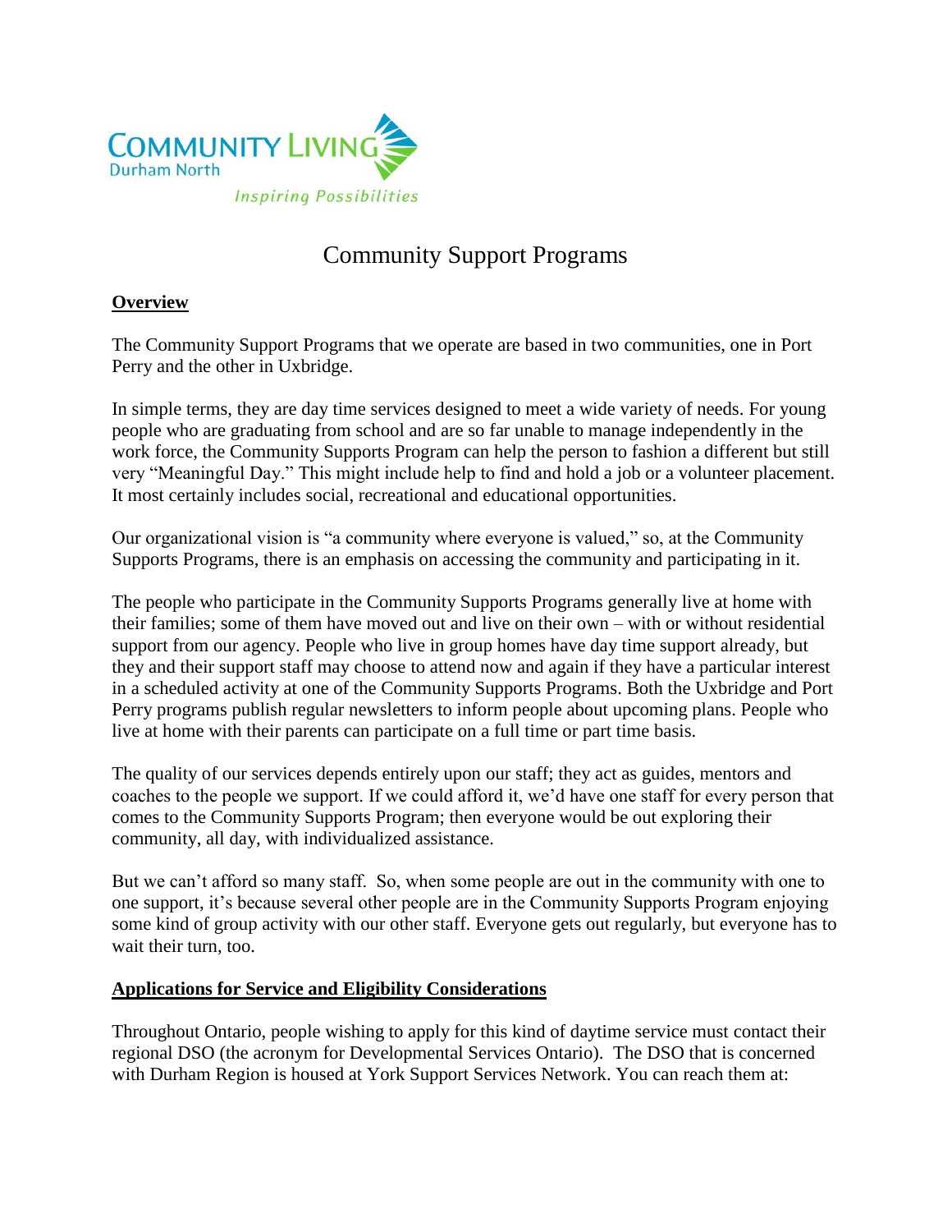COMMUNITY LIVING
Durham North
*Inspiring Possibilities*

# Community Support Programs

## Overview

The Community Support Programs that we operate are based in two communities, one in Port Perry and the other in Uxbridge.

In simple terms, they are day time services designed to meet a wide variety of needs. For young people who are graduating from school and are so far unable to manage independently in the work force, the Community Supports Program can help the person to fashion a different but still very "Meaningful Day." This might include help to find and hold a job or a volunteer placement. It most certainly includes social, recreational and educational opportunities.

Our organizational vision is "a community where everyone is valued," so, at the Community Supports Programs, there is an emphasis on accessing the community and participating in it.

The people who participate in the Community Supports Programs generally live at home with their families; some of them have moved out and live on their own – with or without residential support from our agency. People who live in group homes have day time support already, but they and their support staff may choose to attend now and again if they have a particular interest in a scheduled activity at one of the Community Supports Programs. Both the Uxbridge and Port Perry programs publish regular newsletters to inform people about upcoming plans. People who live at home with their parents can participate on a full time or part time basis.

The quality of our services depends entirely upon our staff; they act as guides, mentors and coaches to the people we support. If we could afford it, we'd have one staff for every person that comes to the Community Supports Program; then everyone would be out exploring their community, all day, with individualized assistance.

But we can't afford so many staff. So, when some people are out in the community with one to one support, it's because several other people are in the Community Supports Program enjoying some kind of group activity with our other staff. Everyone gets out regularly, but everyone has to wait their turn, too.

## Applications for Service and Eligibility Considerations

Throughout Ontario, people wishing to apply for this kind of daytime service must contact their regional DSO (the acronym for Developmental Services Ontario). The DSO that is concerned with Durham Region is housed at York Support Services Network. You can reach them at: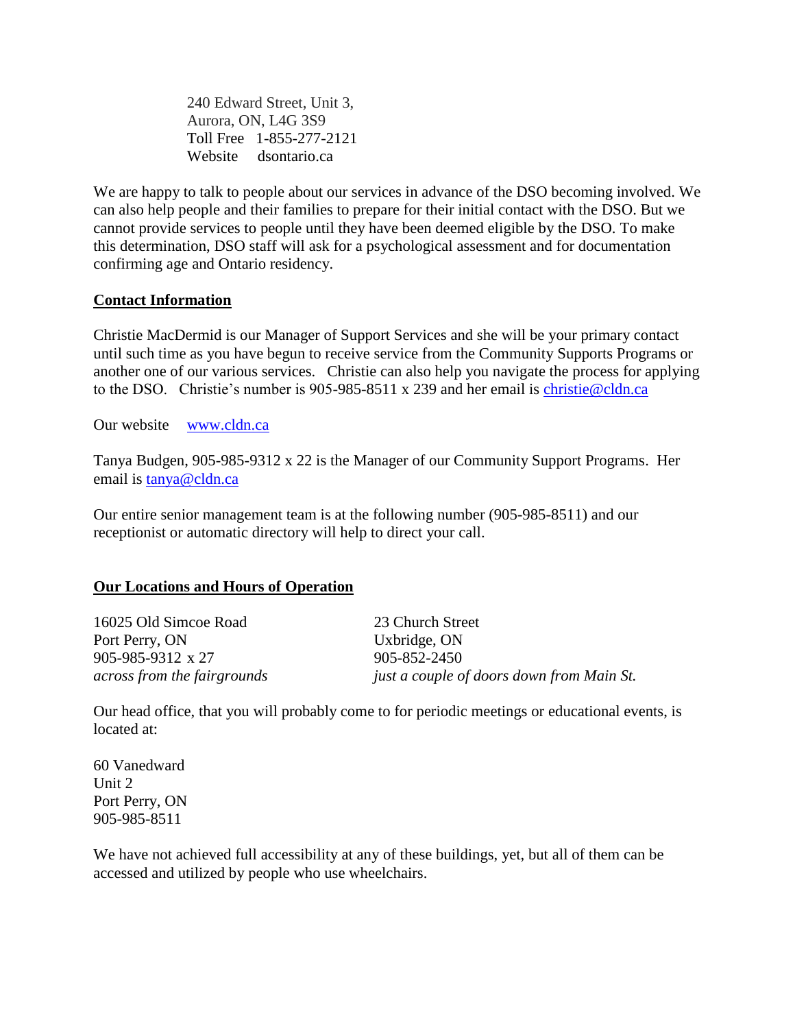240 Edward Street, Unit 3,
Aurora, ON, L4G 3S9
Toll Free 1-855-277-2121
Website dsontario.ca

We are happy to talk to people about our services in advance of the DSO becoming involved. We can also help people and their families to prepare for their initial contact with the DSO. But we cannot provide services to people until they have been deemed eligible by the DSO. To make this determination, DSO staff will ask for a psychological assessment and for documentation confirming age and Ontario residency.

## Contact Information

Christie MacDermid is our Manager of Support Services and she will be your primary contact until such time as you have begun to receive service from the Community Supports Programs or another one of our various services. Christie can also help you navigate the process for applying to the DSO. Christie's number is 905-985-8511 x 239 and her email is christie@cldn.ca

Our website www.cldn.ca

Tanya Budgen, 905-985-9312 x 22 is the Manager of our Community Support Programs. Her email is tanya@cldn.ca

Our entire senior management team is at the following number (905-985-8511) and our receptionist or automatic directory will help to direct your call.

## Our Locations and Hours of Operation

16025 Old Simcoe Road
Port Perry, ON
905-985-9312 x 27
*across from the fairgrounds*

23 Church Street
Uxbridge, ON
905-852-2450
*just a couple of doors down from Main St.*

Our head office, that you will probably come to for periodic meetings or educational events, is located at:

60 Vanedward
Unit 2
Port Perry, ON
905-985-8511

We have not achieved full accessibility at any of these buildings, yet, but all of them can be accessed and utilized by people who use wheelchairs.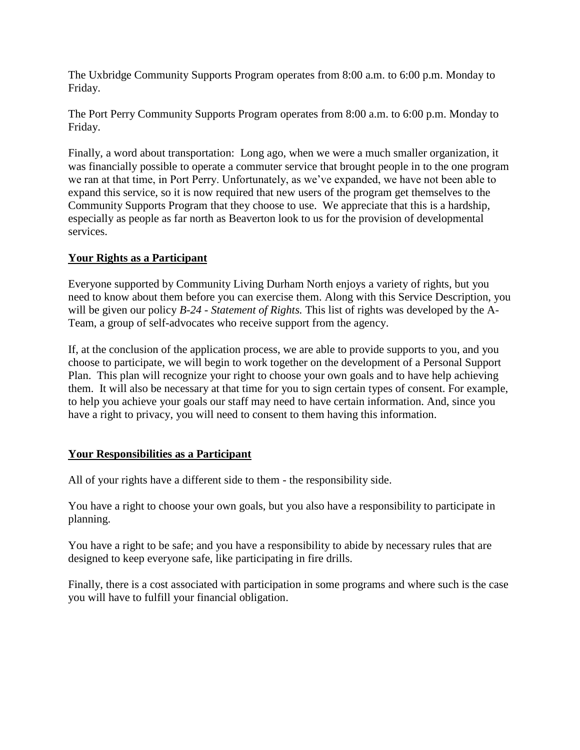The Uxbridge Community Supports Program operates from 8:00 a.m. to 6:00 p.m. Monday to Friday.

The Port Perry Community Supports Program operates from 8:00 a.m. to 6:00 p.m. Monday to Friday.

Finally, a word about transportation: Long ago, when we were a much smaller organization, it was financially possible to operate a commuter service that brought people in to the one program we ran at that time, in Port Perry. Unfortunately, as we've expanded, we have not been able to expand this service, so it is now required that new users of the program get themselves to the Community Supports Program that they choose to use. We appreciate that this is a hardship, especially as people as far north as Beaverton look to us for the provision of developmental services.

## Your Rights as a Participant

Everyone supported by Community Living Durham North enjoys a variety of rights, but you need to know about them before you can exercise them. Along with this Service Description, you will be given our policy *B-24 - Statement of Rights.* This list of rights was developed by the A-Team, a group of self-advocates who receive support from the agency.

If, at the conclusion of the application process, we are able to provide supports to you, and you choose to participate, we will begin to work together on the development of a Personal Support Plan. This plan will recognize your right to choose your own goals and to have help achieving them. It will also be necessary at that time for you to sign certain types of consent. For example, to help you achieve your goals our staff may need to have certain information. And, since you have a right to privacy, you will need to consent to them having this information.

## Your Responsibilities as a Participant

All of your rights have a different side to them - the responsibility side.

You have a right to choose your own goals, but you also have a responsibility to participate in planning.

You have a right to be safe; and you have a responsibility to abide by necessary rules that are designed to keep everyone safe, like participating in fire drills.

Finally, there is a cost associated with participation in some programs and where such is the case you will have to fulfill your financial obligation.